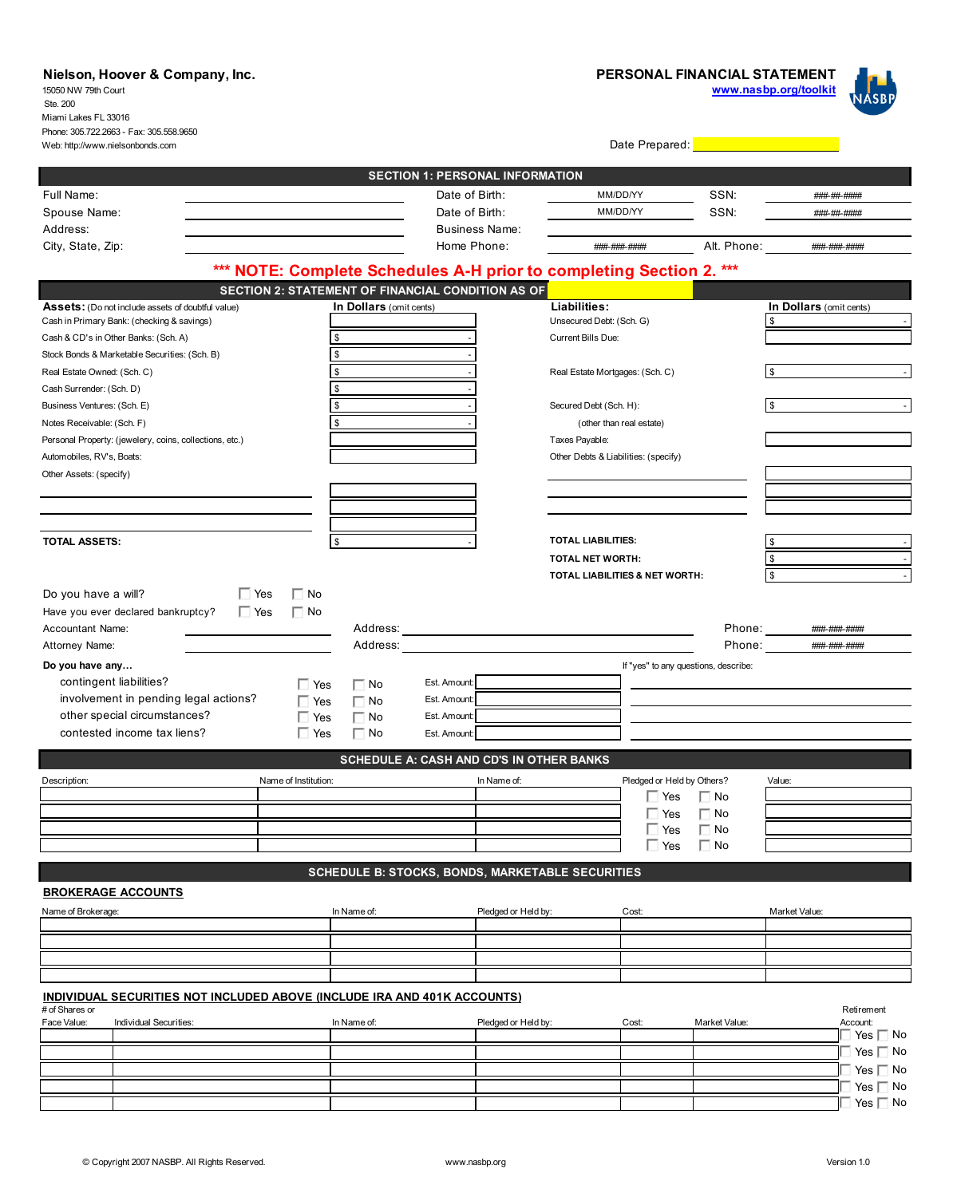**Nielson, Hoover & Company, Inc.**
15050 NW 79th Court
Ste. 200
Miami Lakes FL 33016
Phone: 305.722.2663 - Fax: 305.558.9650
Web: http://www.nielsonbonds.com

# PERSONAL FINANCIAL STATEMENT

www.nasbp.org/toolkit

Date Prepared:

## SECTION 1: PERSONAL INFORMATION

| | | | | | |
|---|---|---|---|---|---|
| Full Name: | | Date of Birth: | MM/DD/YY | SSN: | ###-##-#### |
| Spouse Name: | | Date of Birth: | MM/DD/YY | SSN: | ###-##-#### |
| Address: | | Business Name: | | | |
| City, State, Zip: | | Home Phone: | ###-###-#### | Alt. Phone: | ###-###-#### |

**\*\*\* NOTE: Complete Schedules A-H prior to completing Section 2. \*\*\***

## SECTION 2: STATEMENT OF FINANCIAL CONDITION AS OF

| **Assets:** (Do not include assets of doubtful value) | **In Dollars** (omit cents) | **Liabilities:** | **In Dollars** (omit cents) |
|---|---|---|---|
| Cash in Primary Bank: (checking & savings) | | Unsecured Debt: (Sch. G) | $ - |
| Cash & CD's in Other Banks: (Sch. A) | $ - | Current Bills Due: | |
| Stock Bonds & Marketable Securities: (Sch. B) | $ - | | |
| Real Estate Owned: (Sch. C) | $ - | Real Estate Mortgages: (Sch. C) | $ - |
| Cash Surrender: (Sch. D) | $ - | | |
| Business Ventures: (Sch. E) | $ - | Secured Debt (Sch. H): | $ - |
| Notes Receivable: (Sch. F) | $ - | (other than real estate) | |
| Personal Property: (jewelery, coins, collections, etc.) | | Taxes Payable: | |
| Automobiles, RV's, Boats: | | Other Debts & Liabilities: (specify) | |
| Other Assets: (specify) | | | |
| | | | |
| | | | |
| | | | |
| **TOTAL ASSETS:** | $ - | **TOTAL LIABILITIES:** | $ - |
| | | **TOTAL NET WORTH:** | $ - |
| | | **TOTAL LIABILITIES & NET WORTH:** | $ - |

Do you have a will? ☐ Yes ☐ No

Have you ever declared bankruptcy? ☐ Yes ☐ No

| | | | |
|---|---|---|---|
| Accountant Name: | Address: | Phone: | ###-###-#### |
| Attorney Name: | Address: | Phone: | ###-###-#### |

**Do you have any…**

| | | | | If "yes" to any questions, describe: |
|---|---|---|---|---|
| contingent liabilities? | ☐ Yes | ☐ No | Est. Amount: | |
| involvement in pending legal actions? | ☐ Yes | ☐ No | Est. Amount: | |
| other special circumstances? | ☐ Yes | ☐ No | Est. Amount: | |
| contested income tax liens? | ☐ Yes | ☐ No | Est. Amount: | |

## SCHEDULE A: CASH AND CD'S IN OTHER BANKS

| Description: | Name of Institution: | In Name of: | Pledged or Held by Others? | Value: |
|---|---|---|---|---|
| | | | ☐ Yes ☐ No | |
| | | | ☐ Yes ☐ No | |
| | | | ☐ Yes ☐ No | |
| | | | ☐ Yes ☐ No | |

## SCHEDULE B: STOCKS, BONDS, MARKETABLE SECURITIES

### BROKERAGE ACCOUNTS

| Name of Brokerage: | In Name of: | Pledged or Held by: | Cost: | Market Value: |
|---|---|---|---|---|
| | | | | |
| | | | | |
| | | | | |
| | | | | |

### INDIVIDUAL SECURITIES NOT INCLUDED ABOVE (INCLUDE IRA AND 401K ACCOUNTS)

| # of Shares or Face Value: | Individual Securities: | In Name of: | Pledged or Held by: | Cost: | Market Value: | Retirement Account: |
|---|---|---|---|---|---|---|
| | | | | | | ☐ Yes ☐ No |
| | | | | | | ☐ Yes ☐ No |
| | | | | | | ☐ Yes ☐ No |
| | | | | | | ☐ Yes ☐ No |
| | | | | | | ☐ Yes ☐ No |

© Copyright 2007 NASBP. All Rights Reserved. www.nasbp.org Version 1.0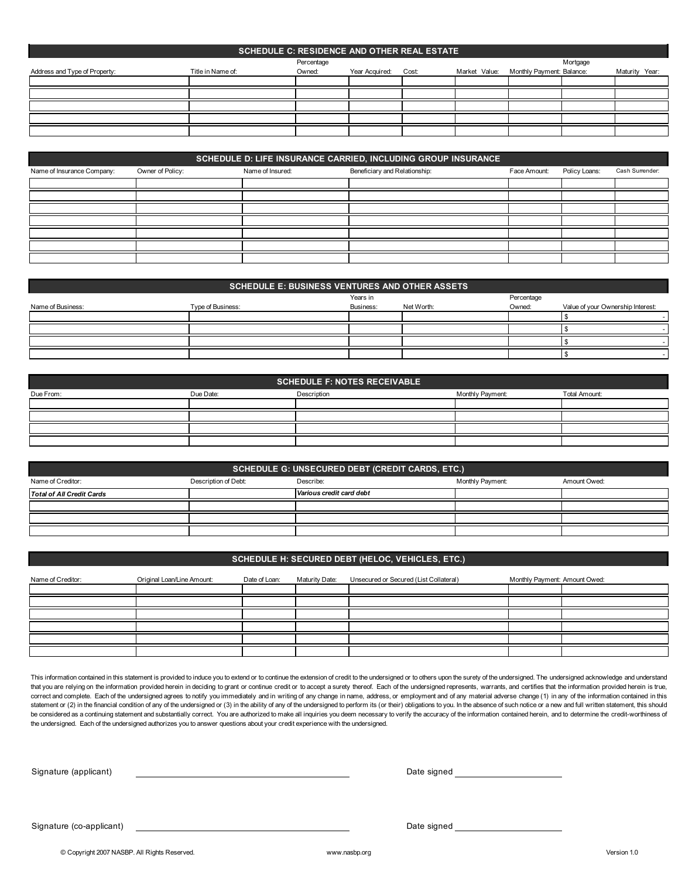## SCHEDULE C: RESIDENCE AND OTHER REAL ESTATE

| Address and Type of Property: | Title in Name of: | Percentage Owned: | Year Acquired: | Cost: | Market Value: | Monthly Payment: | Mortgage Balance: | Maturity Year: |
|---|---|---|---|---|---|---|---|---|
| | | | | | | | | |
| | | | | | | | | |
| | | | | | | | | |
| | | | | | | | | |
| | | | | | | | | |

## SCHEDULE D: LIFE INSURANCE CARRIED, INCLUDING GROUP INSURANCE

| Name of Insurance Company: | Owner of Policy: | Name of Insured: | Beneficiary and Relationship: | Face Amount: | Policy Loans: | Cash Surrender: |
|---|---|---|---|---|---|---|
| | | | | | | |
| | | | | | | |
| | | | | | | |
| | | | | | | |
| | | | | | | |
| | | | | | | |
| | | | | | | |

## SCHEDULE E: BUSINESS VENTURES AND OTHER ASSETS

| Name of Business: | Type of Business: | Years in Business: | Net Worth: | Percentage Owned: | Value of your Ownership Interest: |
|---|---|---|---|---|---|
| | | | | | $ - |
| | | | | | $ - |
| | | | | | $ - |
| | | | | | $ - |

## SCHEDULE F: NOTES RECEIVABLE

| Due From: | Due Date: | Description | Monthly Payment: | Total Amount: |
|---|---|---|---|---|
| | | | | |
| | | | | |
| | | | | |
| | | | | |

## SCHEDULE G: UNSECURED DEBT (CREDIT CARDS, ETC.)

| Name of Creditor: | Description of Debt: | Describe: | Monthly Payment: | Amount Owed: |
|---|---|---|---|---|
| ***Total of All Credit Cards*** | | ***Various credit card debt*** | | |
| | | | | |
| | | | | |
| | | | | |

## SCHEDULE H: SECURED DEBT (HELOC, VEHICLES, ETC.)

| Name of Creditor: | Original Loan/Line Amount: | Date of Loan: | Maturity Date: | Unsecured or Secured (List Collateral) | Monthly Payment: | Amount Owed: |
|---|---|---|---|---|---|---|
| | | | | | | |
| | | | | | | |
| | | | | | | |
| | | | | | | |
| | | | | | | |
| | | | | | | |

This information contained in this statement is provided to induce you to extend or to continue the extension of credit to the undersigned or to others upon the surety of the undersigned. The undersigned acknowledge and understand that you are relying on the information provided herein in deciding to grant or continue credit or to accept a surety thereof. Each of the undersigned represents, warrants, and certifies that the information provided herein is true, correct and complete. Each of the undersigned agrees to notify you immediately and in writing of any change in name, address, or employment and of any material adverse change (1) in any of the information contained in this statement or (2) in the financial condition of any of the undersigned or (3) in the ability of any of the undersigned to perform its (or their) obligations to you. In the absence of such notice or a new and full written statement, this should be considered as a continuing statement and substantially correct. You are authorized to make all inquiries you deem necessary to verify the accuracy of the information contained herein, and to determine the credit-worthiness of the undersigned. Each of the undersigned authorizes you to answer questions about your credit experience with the undersigned.

Signature (applicant) ______________________________ Date signed ____________________

Signature (co-applicant) ______________________________ Date signed ____________________

© Copyright 2007 NASBP. All Rights Reserved. www.nasbp.org Version 1.0